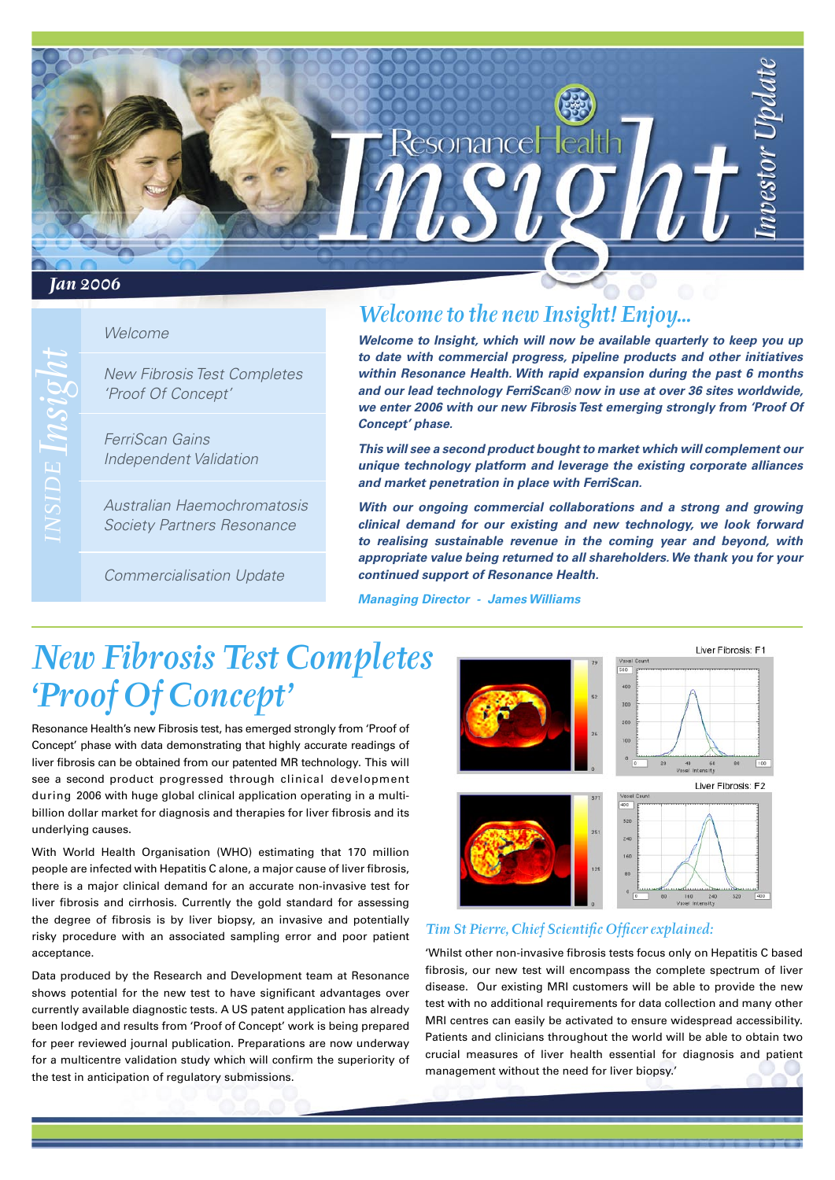# Resonance Health Insight — Investor Update

**Jan 2006**

## INSIDE Insight

- Welcome
- New Fibrosis Test Completes 'Proof Of Concept'
- FerriScan Gains Independent Validation
- Australian Haemochromatosis Society Partners Resonance
- Commercialisation Update

## Welcome to the new Insight! Enjoy...

***Welcome to Insight, which will now be available quarterly to keep you up to date with commercial progress, pipeline products and other initiatives within Resonance Health. With rapid expansion during the past 6 months and our lead technology FerriScan® now in use at over 36 sites worldwide, we enter 2006 with our new Fibrosis Test emerging strongly from 'Proof Of Concept' phase.***

***This will see a second product bought to market which will complement our unique technology platform and leverage the existing corporate alliances and market penetration in place with FerriScan.***

***With our ongoing commercial collaborations and a strong and growing clinical demand for our existing and new technology, we look forward to realising sustainable revenue in the coming year and beyond, with appropriate value being returned to all shareholders. We thank you for your continued support of Resonance Health.***

***Managing Director - James Williams***

# New Fibrosis Test Completes 'Proof Of Concept'

Resonance Health's new Fibrosis test, has emerged strongly from 'Proof of Concept' phase with data demonstrating that highly accurate readings of liver fibrosis can be obtained from our patented MR technology. This will see a second product progressed through clinical development during 2006 with huge global clinical application operating in a multi-billion dollar market for diagnosis and therapies for liver fibrosis and its underlying causes.

With World Health Organisation (WHO) estimating that 170 million people are infected with Hepatitis C alone, a major cause of liver fibrosis, there is a major clinical demand for an accurate non-invasive test for liver fibrosis and cirrhosis. Currently the gold standard for assessing the degree of fibrosis is by liver biopsy, an invasive and potentially risky procedure with an associated sampling error and poor patient acceptance.

Data produced by the Research and Development team at Resonance shows potential for the new test to have significant advantages over currently available diagnostic tests. A US patent application has already been lodged and results from 'Proof of Concept' work is being prepared for peer reviewed journal publication. Preparations are now underway for a multicentre validation study which will confirm the superiority of the test in anticipation of regulatory submissions.

Liver Fibrosis: F1

Liver Fibrosis: F2

### *Tim St Pierre, Chief Scientific Officer explained:*

'Whilst other non-invasive fibrosis tests focus only on Hepatitis C based fibrosis, our new test will encompass the complete spectrum of liver disease. Our existing MRI customers will be able to provide the new test with no additional requirements for data collection and many other MRI centres can easily be activated to ensure widespread accessibility. Patients and clinicians throughout the world will be able to obtain two crucial measures of liver health essential for diagnosis and patient management without the need for liver biopsy.'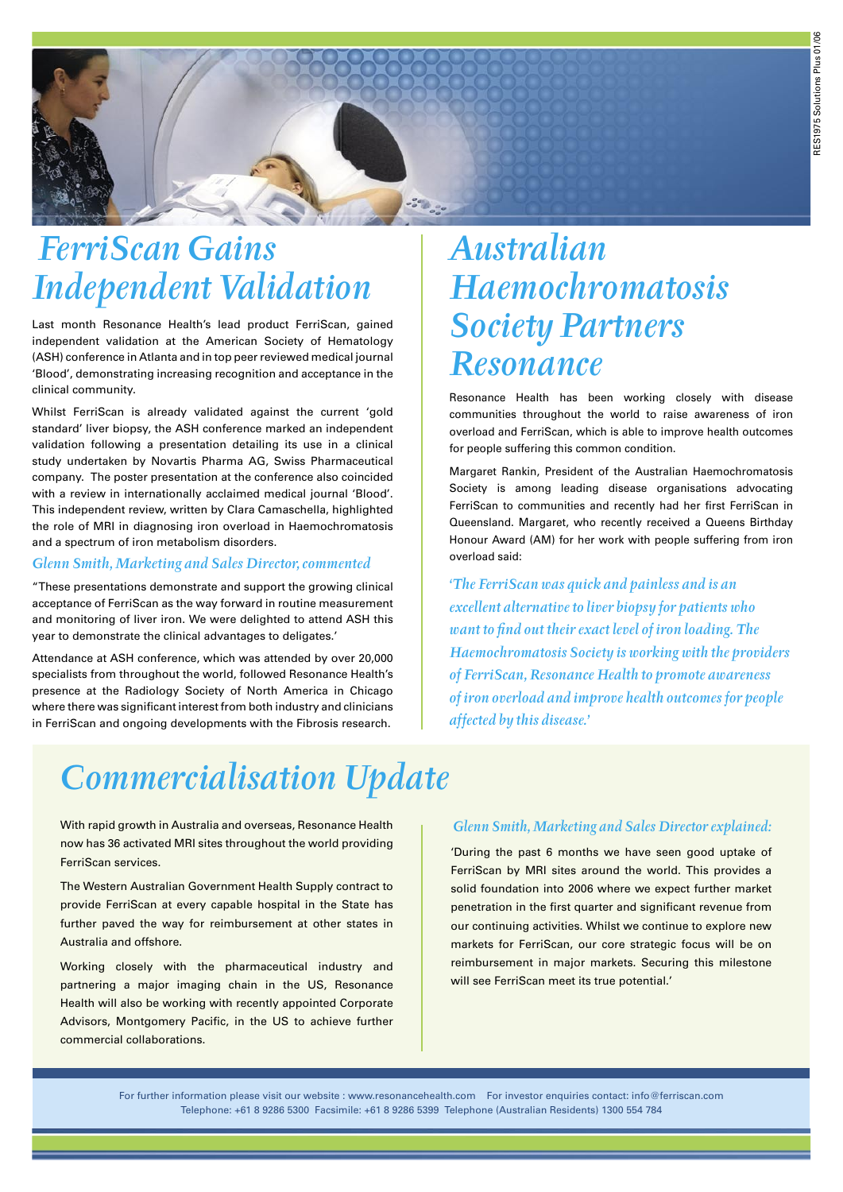# FerriScan Gains Independent Validation

Last month Resonance Health's lead product FerriScan, gained independent validation at the American Society of Hematology (ASH) conference in Atlanta and in top peer reviewed medical journal 'Blood', demonstrating increasing recognition and acceptance in the clinical community.

Whilst FerriScan is already validated against the current 'gold standard' liver biopsy, the ASH conference marked an independent validation following a presentation detailing its use in a clinical study undertaken by Novartis Pharma AG, Swiss Pharmaceutical company. The poster presentation at the conference also coincided with a review in internationally acclaimed medical journal 'Blood'. This independent review, written by Clara Camaschella, highlighted the role of MRI in diagnosing iron overload in Haemochromatosis and a spectrum of iron metabolism disorders.

*Glenn Smith, Marketing and Sales Director, commented*

"These presentations demonstrate and support the growing clinical acceptance of FerriScan as the way forward in routine measurement and monitoring of liver iron. We were delighted to attend ASH this year to demonstrate the clinical advantages to deligates.'

Attendance at ASH conference, which was attended by over 20,000 specialists from throughout the world, followed Resonance Health's presence at the Radiology Society of North America in Chicago where there was significant interest from both industry and clinicians in FerriScan and ongoing developments with the Fibrosis research.

# Australian Haemochromatosis Society Partners Resonance

Resonance Health has been working closely with disease communities throughout the world to raise awareness of iron overload and FerriScan, which is able to improve health outcomes for people suffering this common condition.

Margaret Rankin, President of the Australian Haemochromatosis Society is among leading disease organisations advocating FerriScan to communities and recently had her first FerriScan in Queensland. Margaret, who recently received a Queens Birthday Honour Award (AM) for her work with people suffering from iron overload said:

*'The FerriScan was quick and painless and is an excellent alternative to liver biopsy for patients who want to find out their exact level of iron loading. The Haemochromatosis Society is working with the providers of FerriScan, Resonance Health to promote awareness of iron overload and improve health outcomes for people affected by this disease.'*

# Commercialisation Update

With rapid growth in Australia and overseas, Resonance Health now has 36 activated MRI sites throughout the world providing FerriScan services.

The Western Australian Government Health Supply contract to provide FerriScan at every capable hospital in the State has further paved the way for reimbursement at other states in Australia and offshore.

Working closely with the pharmaceutical industry and partnering a major imaging chain in the US, Resonance Health will also be working with recently appointed Corporate Advisors, Montgomery Pacific, in the US to achieve further commercial collaborations.

*Glenn Smith, Marketing and Sales Director explained:*

'During the past 6 months we have seen good uptake of FerriScan by MRI sites around the world. This provides a solid foundation into 2006 where we expect further market penetration in the first quarter and significant revenue from our continuing activities. Whilst we continue to explore new markets for FerriScan, our core strategic focus will be on reimbursement in major markets. Securing this milestone will see FerriScan meet its true potential.'

For further information please visit our website : www.resonancehealth.com For investor enquiries contact: info@ferriscan.com
Telephone: +61 8 9286 5300 Facsimile: +61 8 9286 5399 Telephone (Australian Residents) 1300 554 784